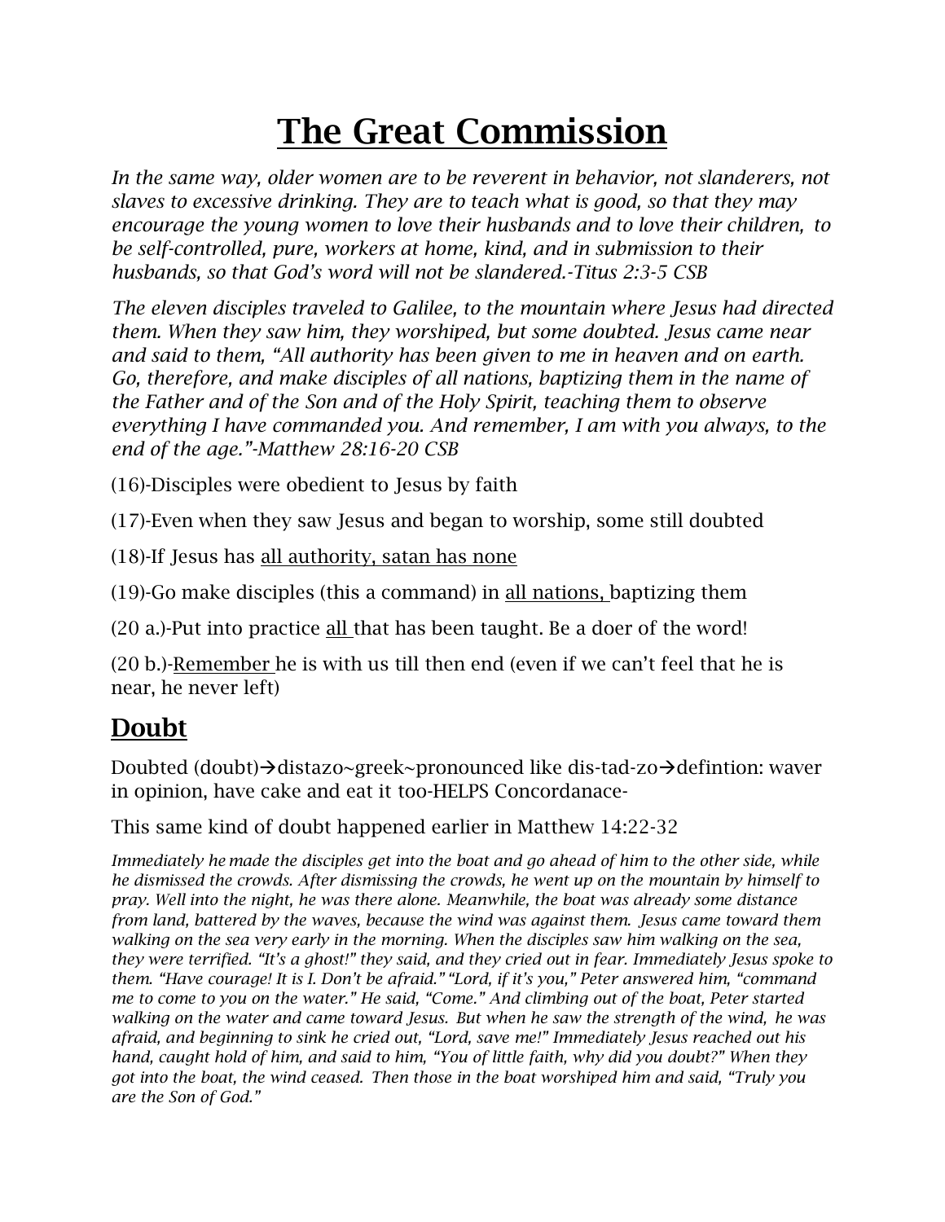# <u>The Great Commission</u>

*In the same way, older women are to be reverent in behavior, not slanderers, not slaves to excessive drinking. They are to teach what is good, so that they may encourage the young women to love their husbands and to love their children, to be self-controlled, pure, workers at home, kind, and in submission to their husbands, so that God's word will not be slandered.-Titus 2:3-5 CSB*

*The eleven disciples traveled to Galilee, to the mountain where Jesus had directed them. When they saw him, they worshiped, but some doubted. Jesus came near and said to them, "All authority has been given to me in heaven and on earth. Go, therefore, and make disciples of all nations, baptizing them in the name of the Father and of the Son and of the Holy Spirit, teaching them to observe everything I have commanded you. And remember, I am with you always, to the end of the age."-Matthew 28:16-20 CSB*

(16)-Disciples were obedient to Jesus by faith

(17)-Even when they saw Jesus and began to worship, some still doubted

(18)-If Jesus has <u>all authority, satan has none</u>

(19)-Go make disciples (this a command) in <u>all nations,</u> baptizing them

(20 a.)-Put into practice <u>all</u> that has been taught. Be a doer of the word!

(20 b.)-<u>Remember</u> he is with us till then end (even if we can't feel that he is near, he never left)

## <u>Doubt</u>

Doubted (doubt)→distazo~greek~pronounced like dis-tad-zo→defintion: waver in opinion, have cake and eat it too-HELPS Concordanace-

This same kind of doubt happened earlier in Matthew 14:22-32

*Immediately he made the disciples get into the boat and go ahead of him to the other side, while he dismissed the crowds. After dismissing the crowds, he went up on the mountain by himself to pray. Well into the night, he was there alone. Meanwhile, the boat was already some distance from land, battered by the waves, because the wind was against them. Jesus came toward them walking on the sea very early in the morning. When the disciples saw him walking on the sea, they were terrified. "It's a ghost!" they said, and they cried out in fear. Immediately Jesus spoke to them. "Have courage! It is I. Don't be afraid." "Lord, if it's you," Peter answered him, "command me to come to you on the water." He said, "Come." And climbing out of the boat, Peter started walking on the water and came toward Jesus. But when he saw the strength of the wind, he was afraid, and beginning to sink he cried out, "Lord, save me!" Immediately Jesus reached out his hand, caught hold of him, and said to him, "You of little faith, why did you doubt?" When they got into the boat, the wind ceased. Then those in the boat worshiped him and said, "Truly you are the Son of God."*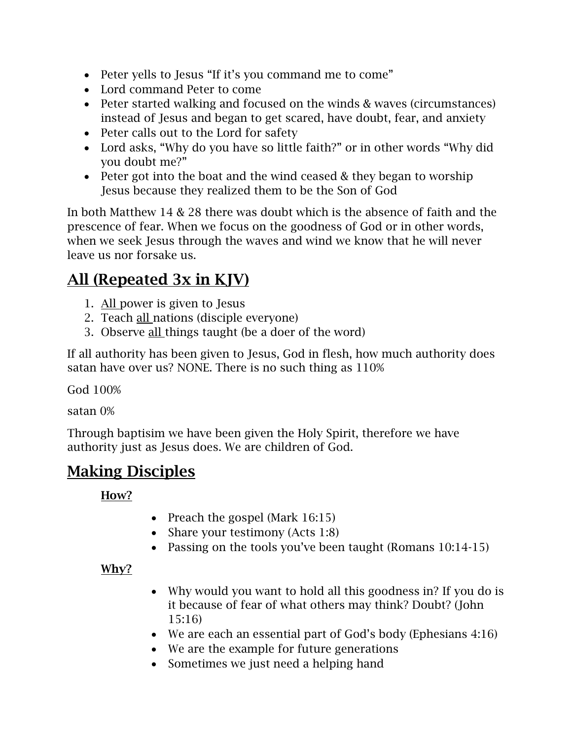- Peter yells to Jesus "If it's you command me to come"
- Lord command Peter to come
- Peter started walking and focused on the winds & waves (circumstances) instead of Jesus and began to get scared, have doubt, fear, and anxiety
- Peter calls out to the Lord for safety
- Lord asks, "Why do you have so little faith?" or in other words "Why did you doubt me?"
- Peter got into the boat and the wind ceased & they began to worship Jesus because they realized them to be the Son of God

In both Matthew 14 & 28 there was doubt which is the absence of faith and the prescence of fear. When we focus on the goodness of God or in other words, when we seek Jesus through the waves and wind we know that he will never leave us nor forsake us.

## All (Repeated 3x in KJV)

1. <u>All</u> power is given to Jesus
2. Teach <u>all</u> nations (disciple everyone)
3. Observe <u>all</u> things taught (be a doer of the word)

If all authority has been given to Jesus, God in flesh, how much authority does satan have over us? NONE. There is no such thing as 110%

God 100%

satan 0%

Through baptisim we have been given the Holy Spirit, therefore we have authority just as Jesus does. We are children of God.

## Making Disciples

### How?

- Preach the gospel (Mark 16:15)
- Share your testimony (Acts 1:8)
- Passing on the tools you've been taught (Romans 10:14-15)

### Why?

- Why would you want to hold all this goodness in? If you do is it because of fear of what others may think? Doubt? (John 15:16)
- We are each an essential part of God's body (Ephesians 4:16)
- We are the example for future generations
- Sometimes we just need a helping hand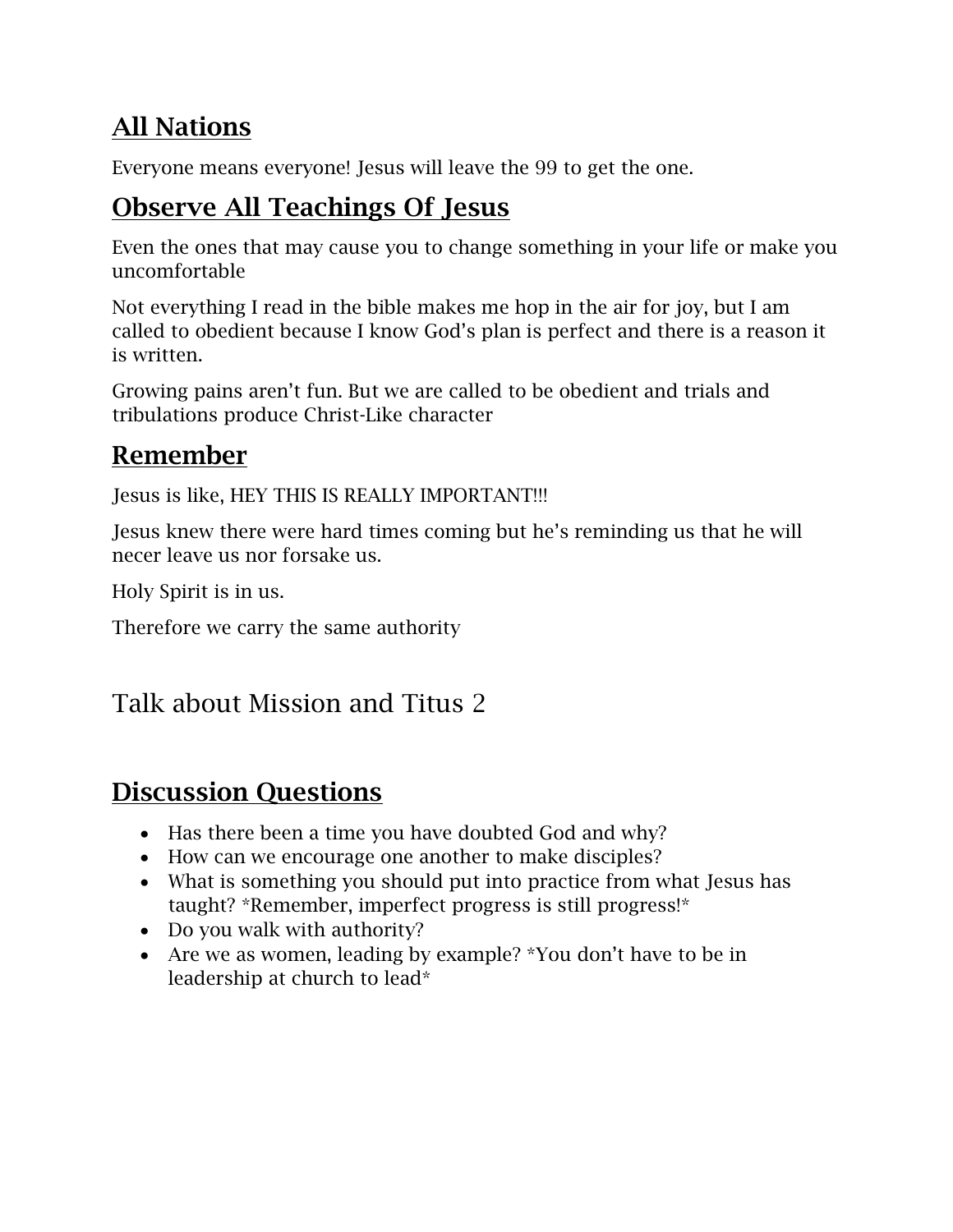## All Nations

Everyone means everyone! Jesus will leave the 99 to get the one.

## Observe All Teachings Of Jesus

Even the ones that may cause you to change something in your life or make you uncomfortable

Not everything I read in the bible makes me hop in the air for joy, but I am called to obedient because I know God's plan is perfect and there is a reason it is written.

Growing pains aren't fun. But we are called to be obedient and trials and tribulations produce Christ-Like character

## Remember

Jesus is like, HEY THIS IS REALLY IMPORTANT!!!

Jesus knew there were hard times coming but he's reminding us that he will necer leave us nor forsake us.

Holy Spirit is in us.

Therefore we carry the same authority

Talk about Mission and Titus 2

## Discussion Questions

- Has there been a time you have doubted God and why?
- How can we encourage one another to make disciples?
- What is something you should put into practice from what Jesus has taught? *Remember, imperfect progress is still progress!*
- Do you walk with authority?
- Are we as women, leading by example? *You don't have to be in leadership at church to lead*